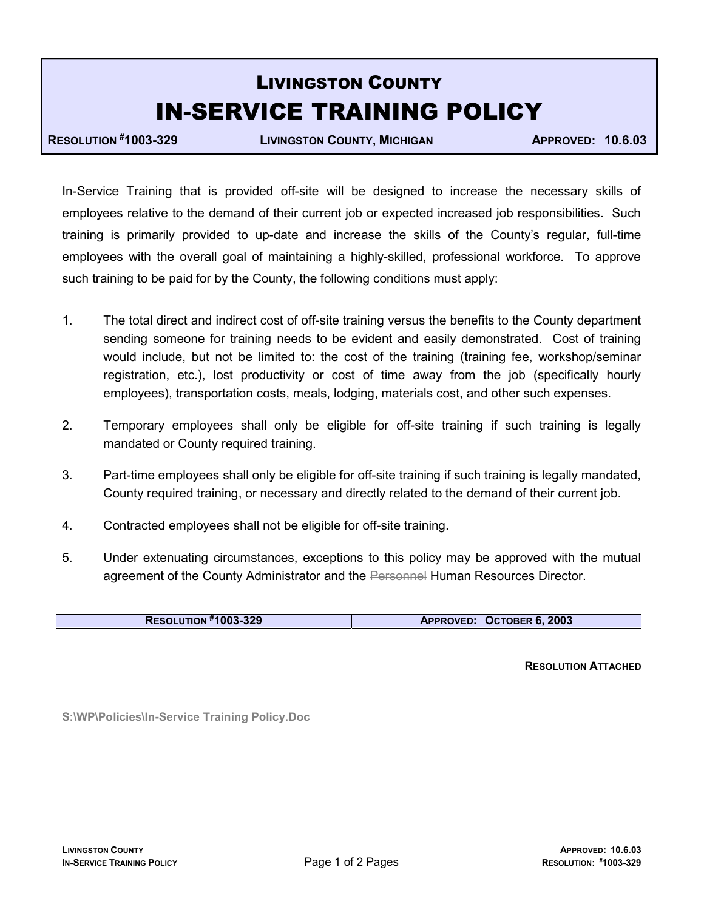# LIVINGSTON COUNTY
# IN-SERVICE TRAINING POLICY

| RESOLUTION #1003-329 | LIVINGSTON COUNTY, MICHIGAN | APPROVED: 10.6.03 |
|---|---|---|

In-Service Training that is provided off-site will be designed to increase the necessary skills of employees relative to the demand of their current job or expected increased job responsibilities. Such training is primarily provided to up-date and increase the skills of the County's regular, full-time employees with the overall goal of maintaining a highly-skilled, professional workforce. To approve such training to be paid for by the County, the following conditions must apply:

1. The total direct and indirect cost of off-site training versus the benefits to the County department sending someone for training needs to be evident and easily demonstrated. Cost of training would include, but not be limited to: the cost of the training (training fee, workshop/seminar registration, etc.), lost productivity or cost of time away from the job (specifically hourly employees), transportation costs, meals, lodging, materials cost, and other such expenses.

2. Temporary employees shall only be eligible for off-site training if such training is legally mandated or County required training.

3. Part-time employees shall only be eligible for off-site training if such training is legally mandated, County required training, or necessary and directly related to the demand of their current job.

4. Contracted employees shall not be eligible for off-site training.

5. Under extenuating circumstances, exceptions to this policy may be approved with the mutual agreement of the County Administrator and the ~~Personnel~~ Human Resources Director.

| RESOLUTION #1003-329 | APPROVED: OCTOBER 6, 2003 |
|---|---|

**RESOLUTION ATTACHED**

S:\WP\Policies\In-Service Training Policy.Doc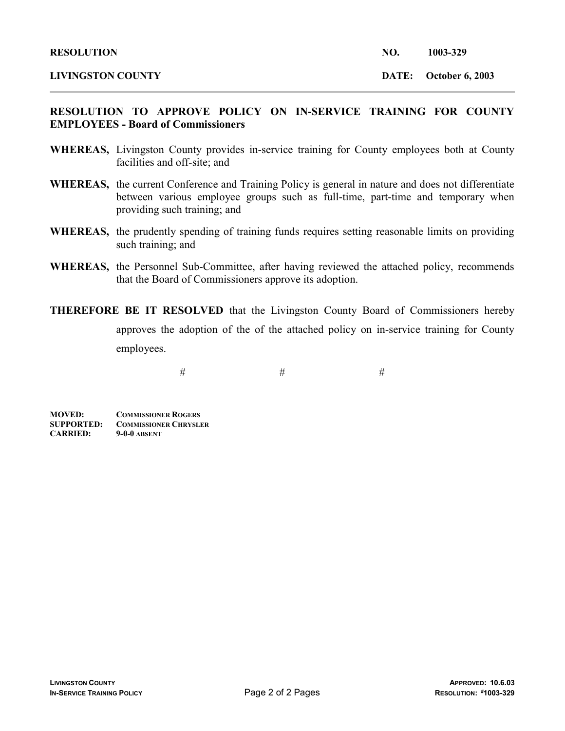**RESOLUTION** NO. 1003-329

**LIVINGSTON COUNTY** DATE: October 6, 2003

---

## RESOLUTION TO APPROVE POLICY ON IN-SERVICE TRAINING FOR COUNTY EMPLOYEES - Board of Commissioners

**WHEREAS,** Livingston County provides in-service training for County employees both at County facilities and off-site; and

**WHEREAS,** the current Conference and Training Policy is general in nature and does not differentiate between various employee groups such as full-time, part-time and temporary when providing such training; and

**WHEREAS,** the prudently spending of training funds requires setting reasonable limits on providing such training; and

**WHEREAS,** the Personnel Sub-Committee, after having reviewed the attached policy, recommends that the Board of Commissioners approve its adoption.

**THEREFORE BE IT RESOLVED** that the Livingston County Board of Commissioners hereby approves the adoption of the of the attached policy on in-service training for County employees.

# # #

**MOVED:** COMMISSIONER ROGERS
**SUPPORTED:** COMMISSIONER CHRYSLER
**CARRIED:** 9-0-0 ABSENT